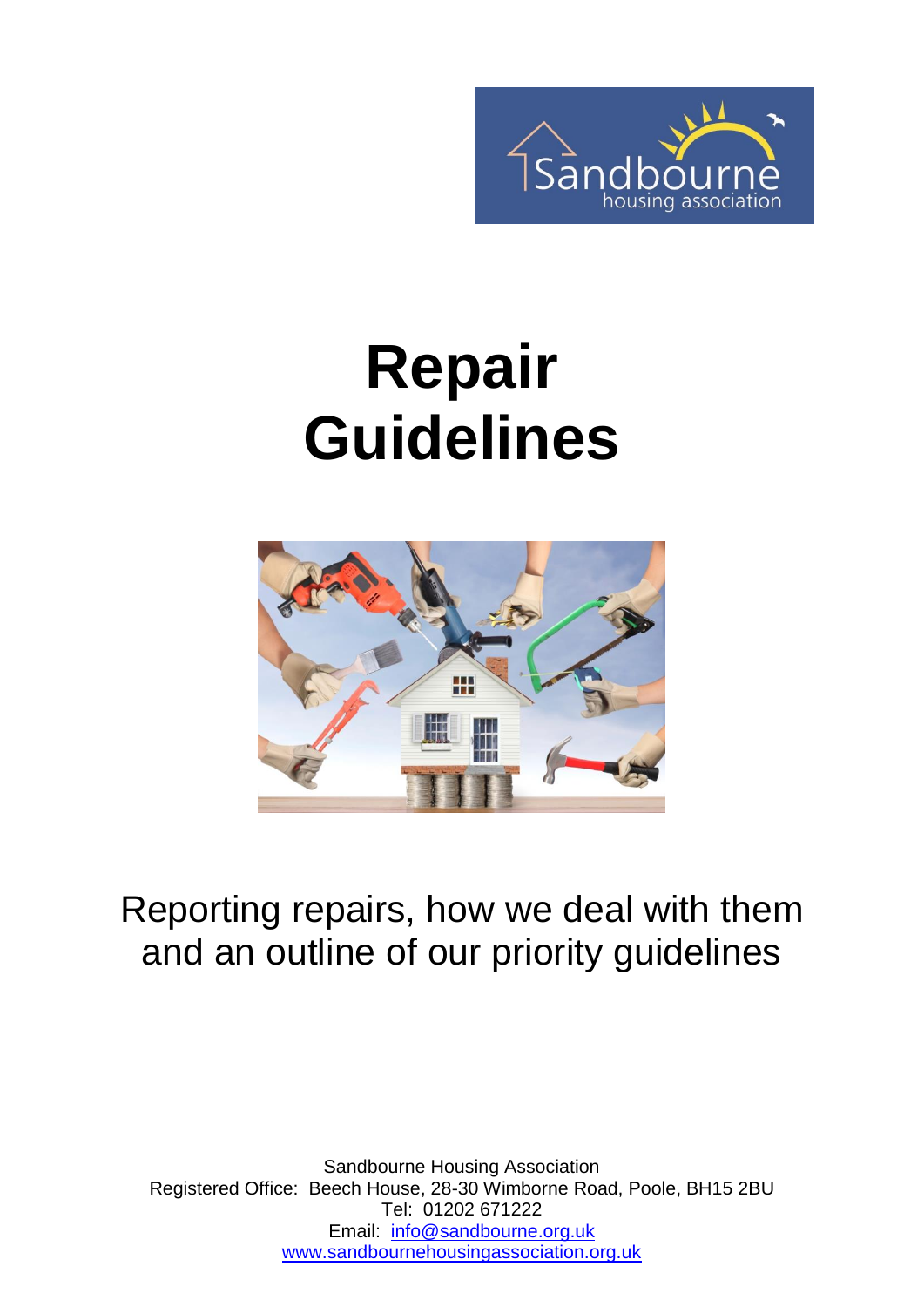# Repair Guidelines

Reporting repairs, how we deal with them and an outline of our priority guidelines

Sandbourne Housing Association
Registered Office: Beech House, 28-30 Wimborne Road, Poole, BH15 2BU
Tel: 01202 671222
Email: info@sandbourne.org.uk
www.sandbournehousingassociation.org.uk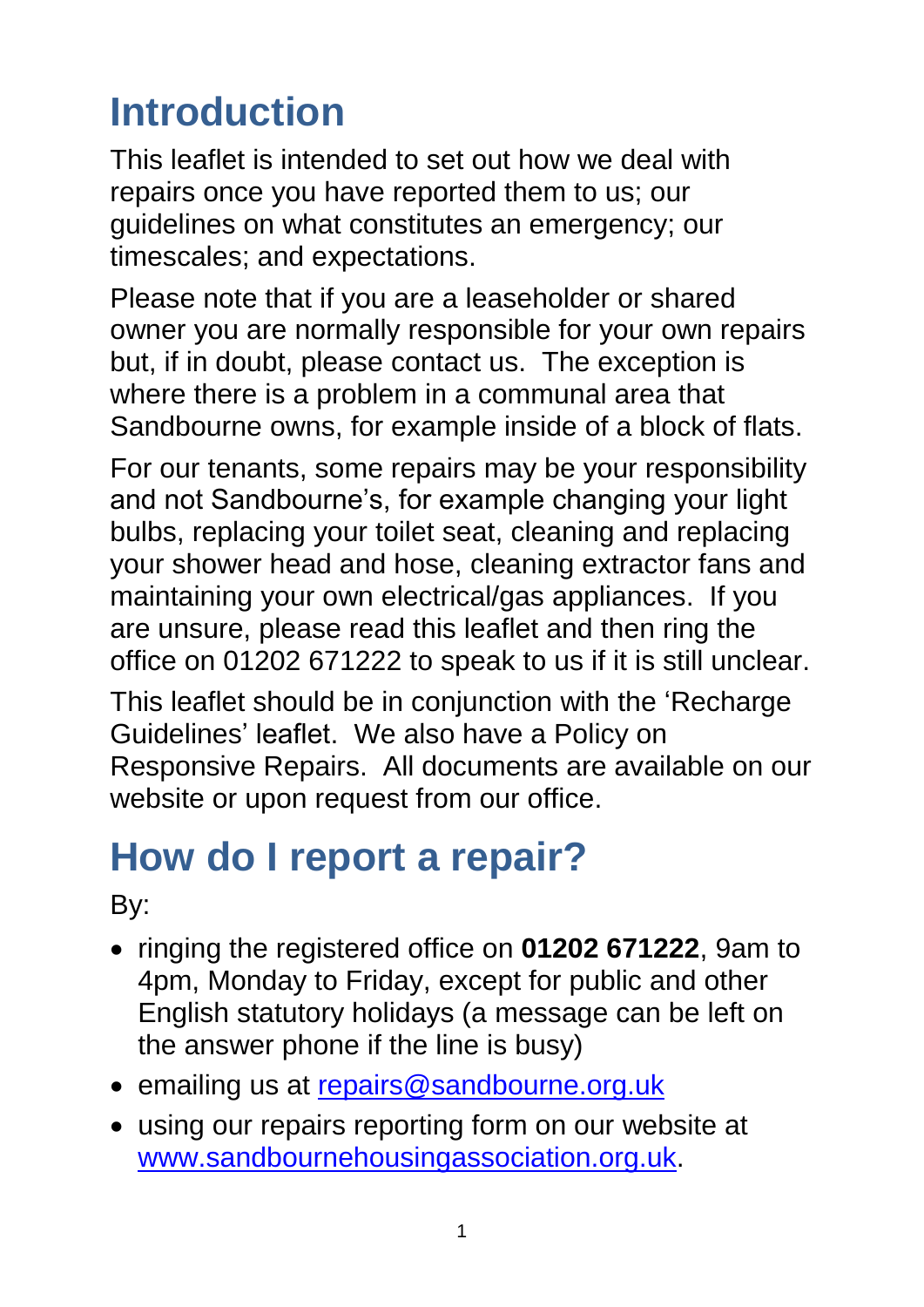# Introduction

This leaflet is intended to set out how we deal with repairs once you have reported them to us; our guidelines on what constitutes an emergency; our timescales; and expectations.

Please note that if you are a leaseholder or shared owner you are normally responsible for your own repairs but, if in doubt, please contact us. The exception is where there is a problem in a communal area that Sandbourne owns, for example inside of a block of flats.

For our tenants, some repairs may be your responsibility and not Sandbourne's, for example changing your light bulbs, replacing your toilet seat, cleaning and replacing your shower head and hose, cleaning extractor fans and maintaining your own electrical/gas appliances. If you are unsure, please read this leaflet and then ring the office on 01202 671222 to speak to us if it is still unclear.

This leaflet should be in conjunction with the 'Recharge Guidelines' leaflet. We also have a Policy on Responsive Repairs. All documents are available on our website or upon request from our office.

# How do I report a repair?

By:

- ringing the registered office on **01202 671222**, 9am to 4pm, Monday to Friday, except for public and other English statutory holidays (a message can be left on the answer phone if the line is busy)
- emailing us at [repairs@sandbourne.org.uk](mailto:repairs@sandbourne.org.uk)
- using our repairs reporting form on our website at [www.sandbournehousingassociation.org.uk](http://www.sandbournehousingassociation.org.uk).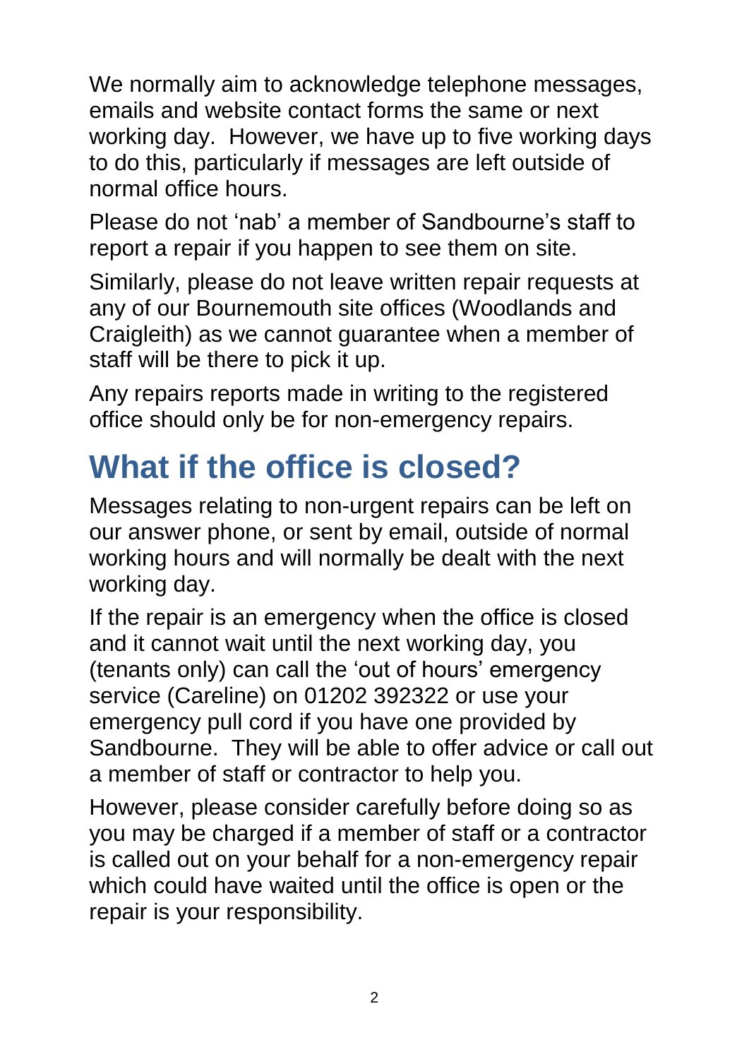We normally aim to acknowledge telephone messages, emails and website contact forms the same or next working day.  However, we have up to five working days to do this, particularly if messages are left outside of normal office hours.

Please do not 'nab' a member of Sandbourne's staff to report a repair if you happen to see them on site.

Similarly, please do not leave written repair requests at any of our Bournemouth site offices (Woodlands and Craigleith) as we cannot guarantee when a member of staff will be there to pick it up.

Any repairs reports made in writing to the registered office should only be for non-emergency repairs.

# What if the office is closed?

Messages relating to non-urgent repairs can be left on our answer phone, or sent by email, outside of normal working hours and will normally be dealt with the next working day.

If the repair is an emergency when the office is closed and it cannot wait until the next working day, you (tenants only) can call the 'out of hours' emergency service (Careline) on 01202 392322 or use your emergency pull cord if you have one provided by Sandbourne.  They will be able to offer advice or call out a member of staff or contractor to help you.

However, please consider carefully before doing so as you may be charged if a member of staff or a contractor is called out on your behalf for a non-emergency repair which could have waited until the office is open or the repair is your responsibility.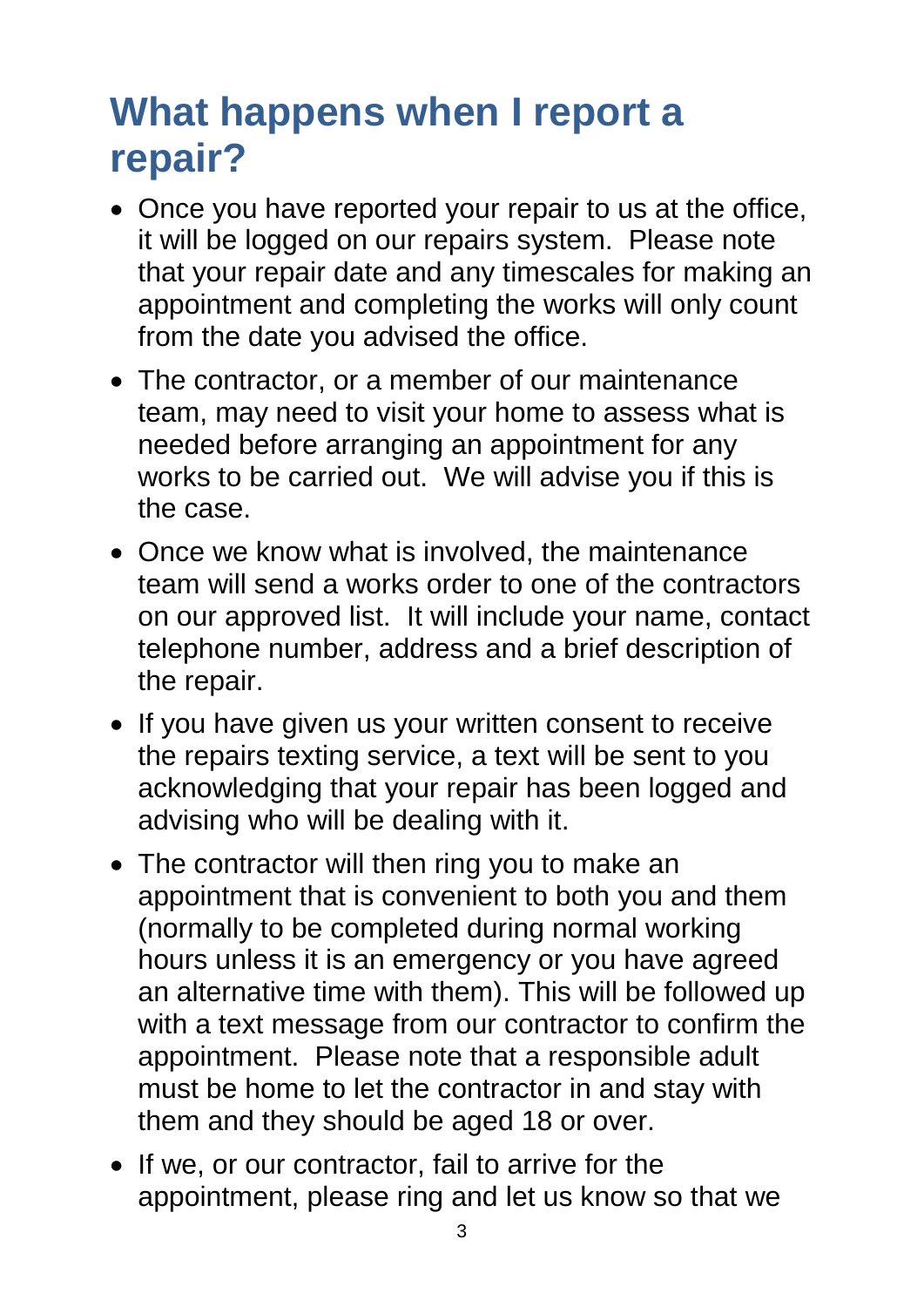# What happens when I report a repair?

- Once you have reported your repair to us at the office, it will be logged on our repairs system.  Please note that your repair date and any timescales for making an appointment and completing the works will only count from the date you advised the office.
- The contractor, or a member of our maintenance team, may need to visit your home to assess what is needed before arranging an appointment for any works to be carried out.  We will advise you if this is the case.
- Once we know what is involved, the maintenance team will send a works order to one of the contractors on our approved list.  It will include your name, contact telephone number, address and a brief description of the repair.
- If you have given us your written consent to receive the repairs texting service, a text will be sent to you acknowledging that your repair has been logged and advising who will be dealing with it.
- The contractor will then ring you to make an appointment that is convenient to both you and them (normally to be completed during normal working hours unless it is an emergency or you have agreed an alternative time with them). This will be followed up with a text message from our contractor to confirm the appointment.  Please note that a responsible adult must be home to let the contractor in and stay with them and they should be aged 18 or over.
- If we, or our contractor, fail to arrive for the appointment, please ring and let us know so that we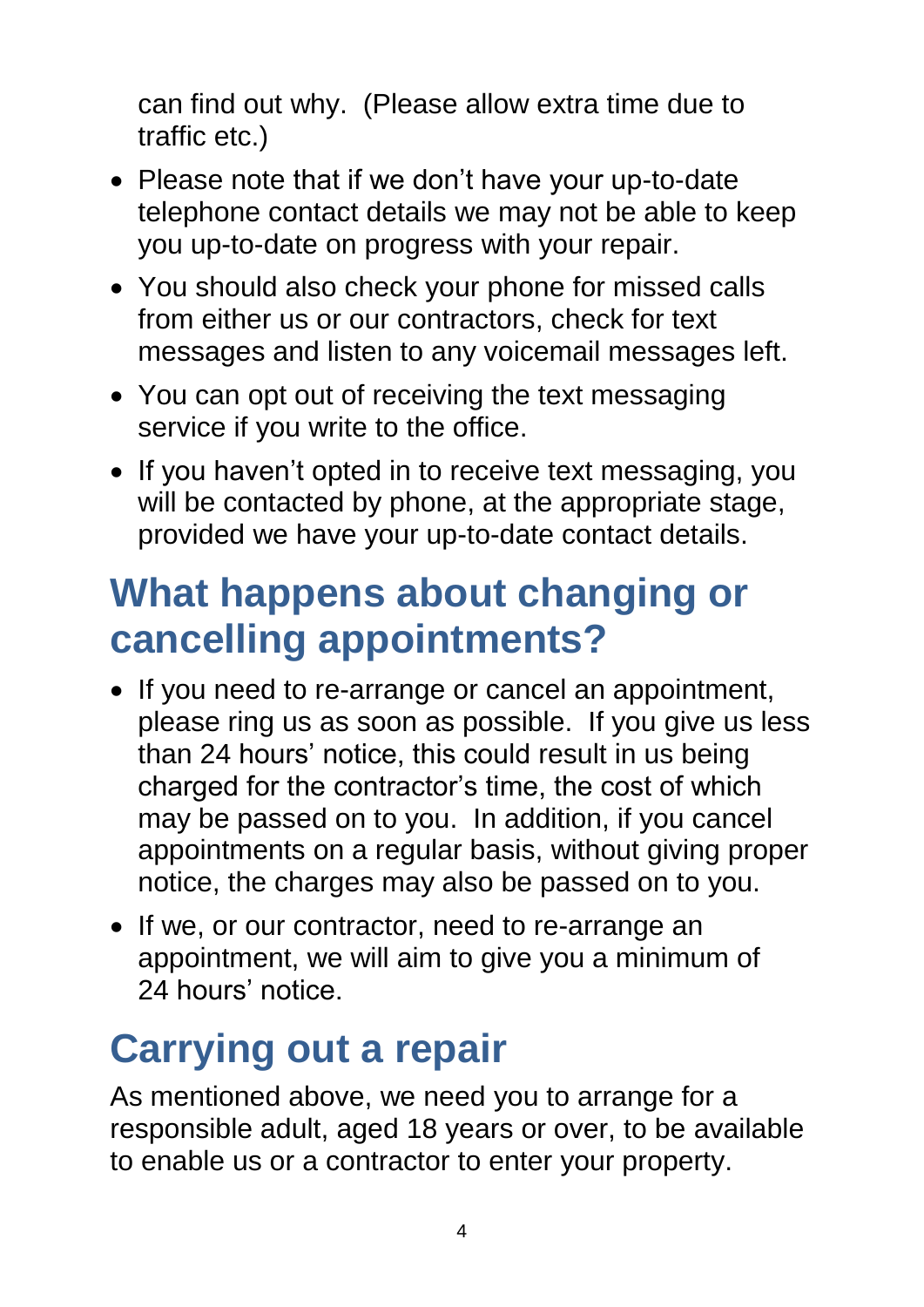can find out why. (Please allow extra time due to traffic etc.)

- Please note that if we don't have your up-to-date telephone contact details we may not be able to keep you up-to-date on progress with your repair.
- You should also check your phone for missed calls from either us or our contractors, check for text messages and listen to any voicemail messages left.
- You can opt out of receiving the text messaging service if you write to the office.
- If you haven't opted in to receive text messaging, you will be contacted by phone, at the appropriate stage, provided we have your up-to-date contact details.

## What happens about changing or cancelling appointments?

- If you need to re-arrange or cancel an appointment, please ring us as soon as possible. If you give us less than 24 hours' notice, this could result in us being charged for the contractor's time, the cost of which may be passed on to you. In addition, if you cancel appointments on a regular basis, without giving proper notice, the charges may also be passed on to you.
- If we, or our contractor, need to re-arrange an appointment, we will aim to give you a minimum of 24 hours' notice.

## Carrying out a repair

As mentioned above, we need you to arrange for a responsible adult, aged 18 years or over, to be available to enable us or a contractor to enter your property.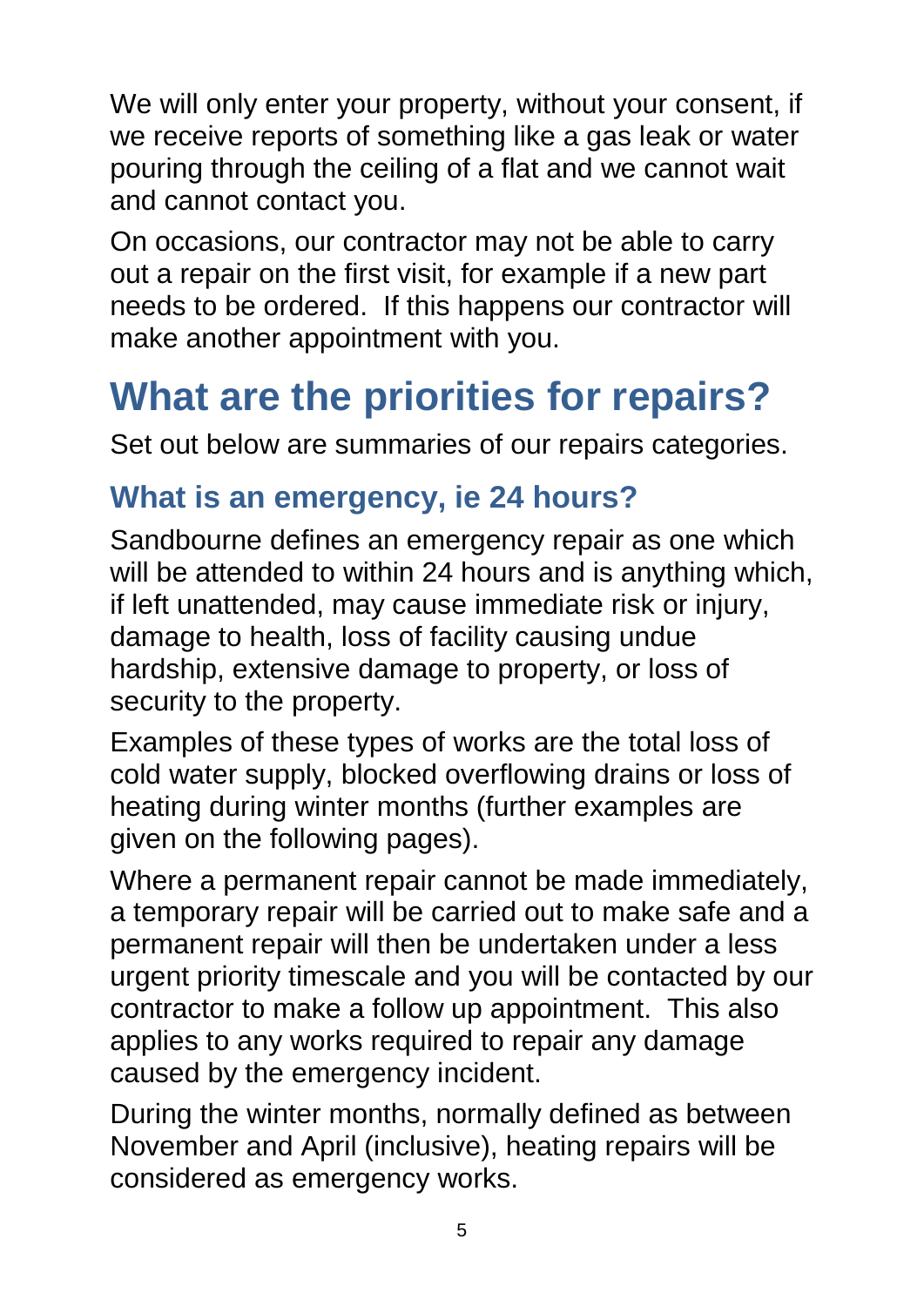We will only enter your property, without your consent, if we receive reports of something like a gas leak or water pouring through the ceiling of a flat and we cannot wait and cannot contact you.

On occasions, our contractor may not be able to carry out a repair on the first visit, for example if a new part needs to be ordered. If this happens our contractor will make another appointment with you.

# What are the priorities for repairs?

Set out below are summaries of our repairs categories.

## What is an emergency, ie 24 hours?

Sandbourne defines an emergency repair as one which will be attended to within 24 hours and is anything which, if left unattended, may cause immediate risk or injury, damage to health, loss of facility causing undue hardship, extensive damage to property, or loss of security to the property.

Examples of these types of works are the total loss of cold water supply, blocked overflowing drains or loss of heating during winter months (further examples are given on the following pages).

Where a permanent repair cannot be made immediately, a temporary repair will be carried out to make safe and a permanent repair will then be undertaken under a less urgent priority timescale and you will be contacted by our contractor to make a follow up appointment. This also applies to any works required to repair any damage caused by the emergency incident.

During the winter months, normally defined as between November and April (inclusive), heating repairs will be considered as emergency works.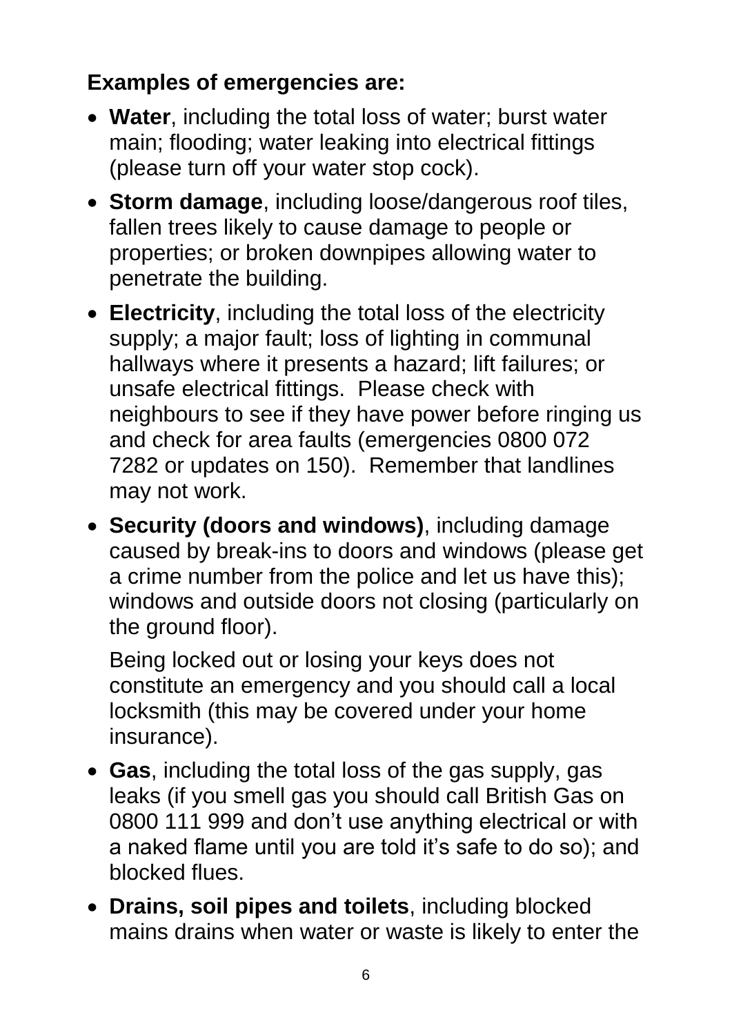**Examples of emergencies are:**

- **Water**, including the total loss of water; burst water main; flooding; water leaking into electrical fittings (please turn off your water stop cock).
- **Storm damage**, including loose/dangerous roof tiles, fallen trees likely to cause damage to people or properties; or broken downpipes allowing water to penetrate the building.
- **Electricity**, including the total loss of the electricity supply; a major fault; loss of lighting in communal hallways where it presents a hazard; lift failures; or unsafe electrical fittings. Please check with neighbours to see if they have power before ringing us and check for area faults (emergencies 0800 072 7282 or updates on 150). Remember that landlines may not work.
- **Security (doors and windows)**, including damage caused by break-ins to doors and windows (please get a crime number from the police and let us have this); windows and outside doors not closing (particularly on the ground floor).

  Being locked out or losing your keys does not constitute an emergency and you should call a local locksmith (this may be covered under your home insurance).
- **Gas**, including the total loss of the gas supply, gas leaks (if you smell gas you should call British Gas on 0800 111 999 and don't use anything electrical or with a naked flame until you are told it's safe to do so); and blocked flues.
- **Drains, soil pipes and toilets**, including blocked mains drains when water or waste is likely to enter the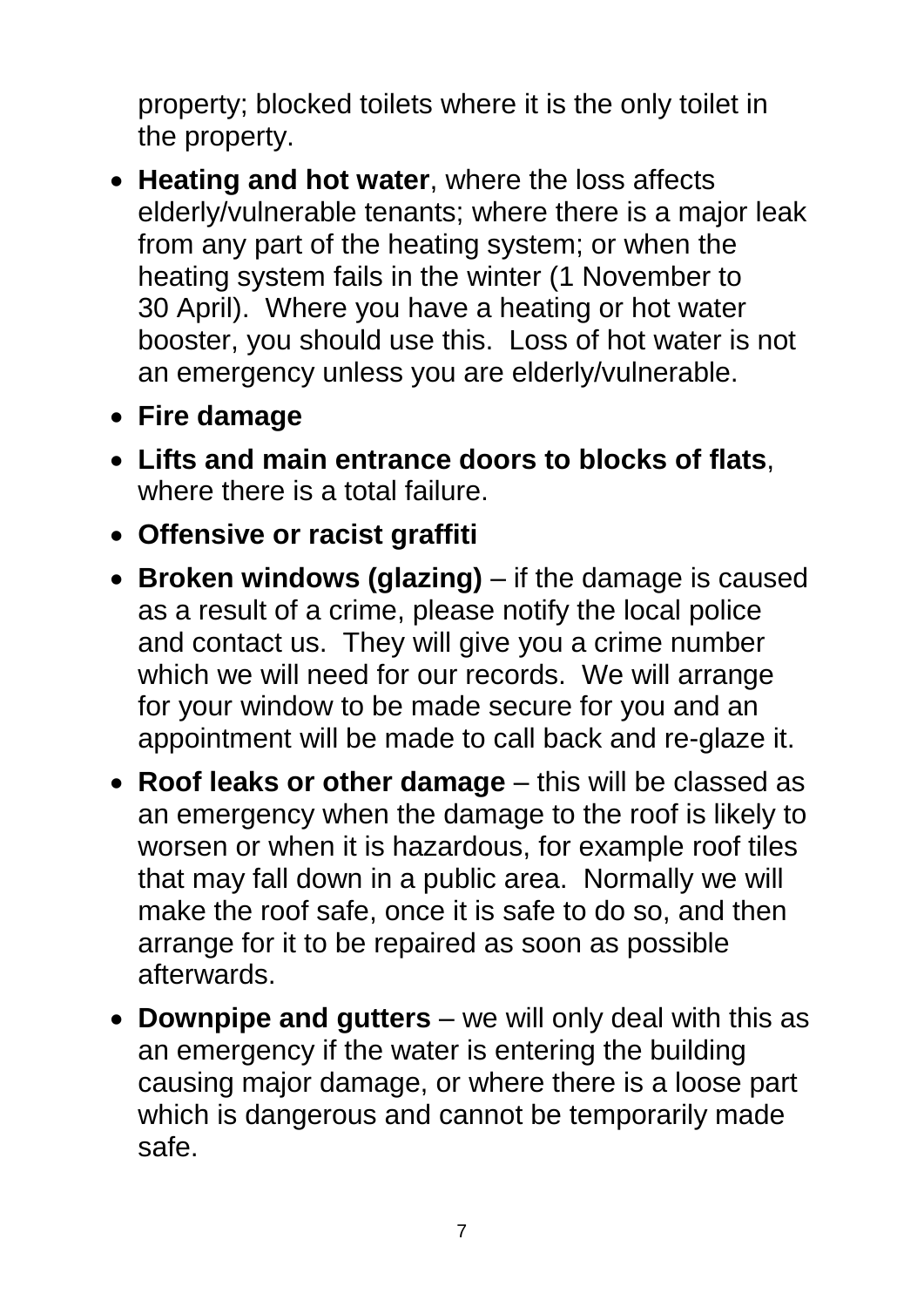property; blocked toilets where it is the only toilet in the property.

- **Heating and hot water**, where the loss affects elderly/vulnerable tenants; where there is a major leak from any part of the heating system; or when the heating system fails in the winter (1 November to 30 April). Where you have a heating or hot water booster, you should use this. Loss of hot water is not an emergency unless you are elderly/vulnerable.
- **Fire damage**
- **Lifts and main entrance doors to blocks of flats**, where there is a total failure.
- **Offensive or racist graffiti**
- **Broken windows (glazing)** – if the damage is caused as a result of a crime, please notify the local police and contact us. They will give you a crime number which we will need for our records. We will arrange for your window to be made secure for you and an appointment will be made to call back and re-glaze it.
- **Roof leaks or other damage** – this will be classed as an emergency when the damage to the roof is likely to worsen or when it is hazardous, for example roof tiles that may fall down in a public area. Normally we will make the roof safe, once it is safe to do so, and then arrange for it to be repaired as soon as possible afterwards.
- **Downpipe and gutters** – we will only deal with this as an emergency if the water is entering the building causing major damage, or where there is a loose part which is dangerous and cannot be temporarily made safe.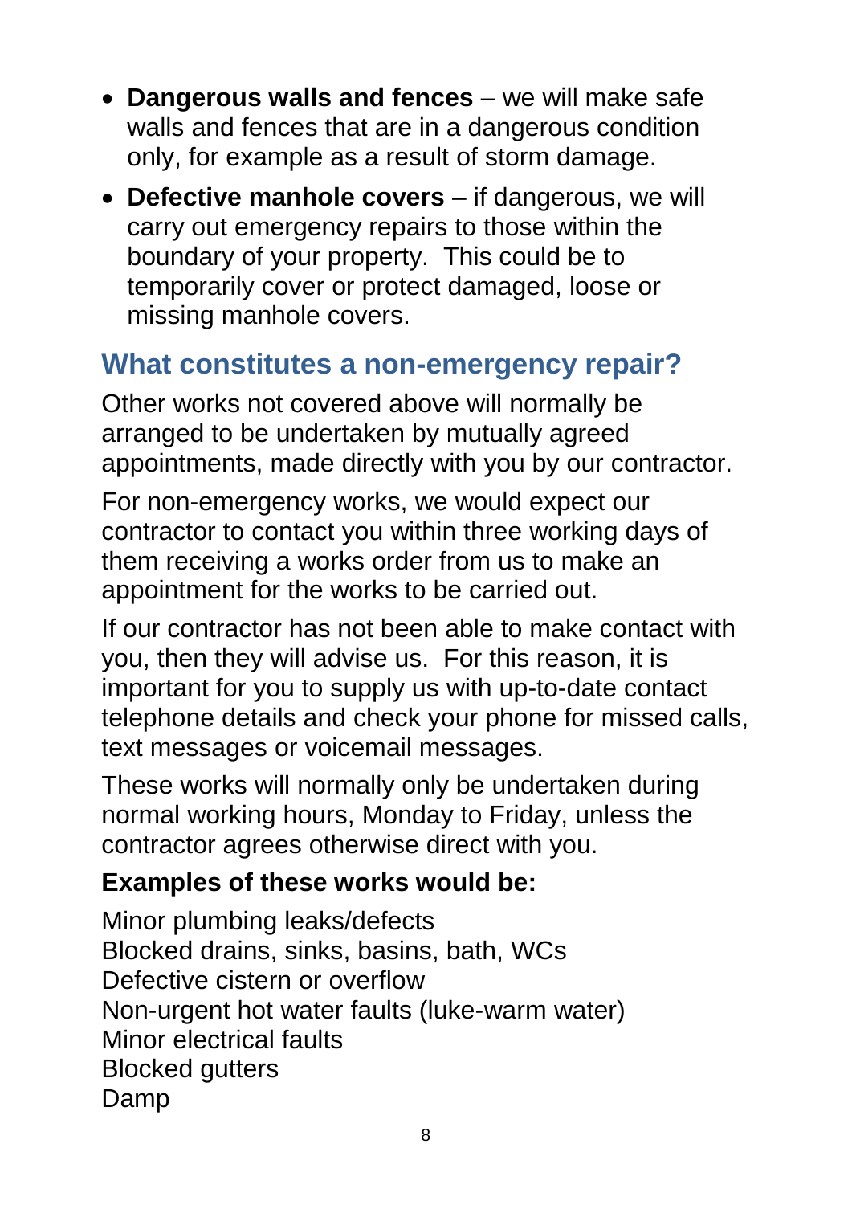- **Dangerous walls and fences** – we will make safe walls and fences that are in a dangerous condition only, for example as a result of storm damage.
- **Defective manhole covers** – if dangerous, we will carry out emergency repairs to those within the boundary of your property. This could be to temporarily cover or protect damaged, loose or missing manhole covers.

## What constitutes a non-emergency repair?

Other works not covered above will normally be arranged to be undertaken by mutually agreed appointments, made directly with you by our contractor.

For non-emergency works, we would expect our contractor to contact you within three working days of them receiving a works order from us to make an appointment for the works to be carried out.

If our contractor has not been able to make contact with you, then they will advise us. For this reason, it is important for you to supply us with up-to-date contact telephone details and check your phone for missed calls, text messages or voicemail messages.

These works will normally only be undertaken during normal working hours, Monday to Friday, unless the contractor agrees otherwise direct with you.

**Examples of these works would be:**

Minor plumbing leaks/defects
Blocked drains, sinks, basins, bath, WCs
Defective cistern or overflow
Non-urgent hot water faults (luke-warm water)
Minor electrical faults
Blocked gutters
Damp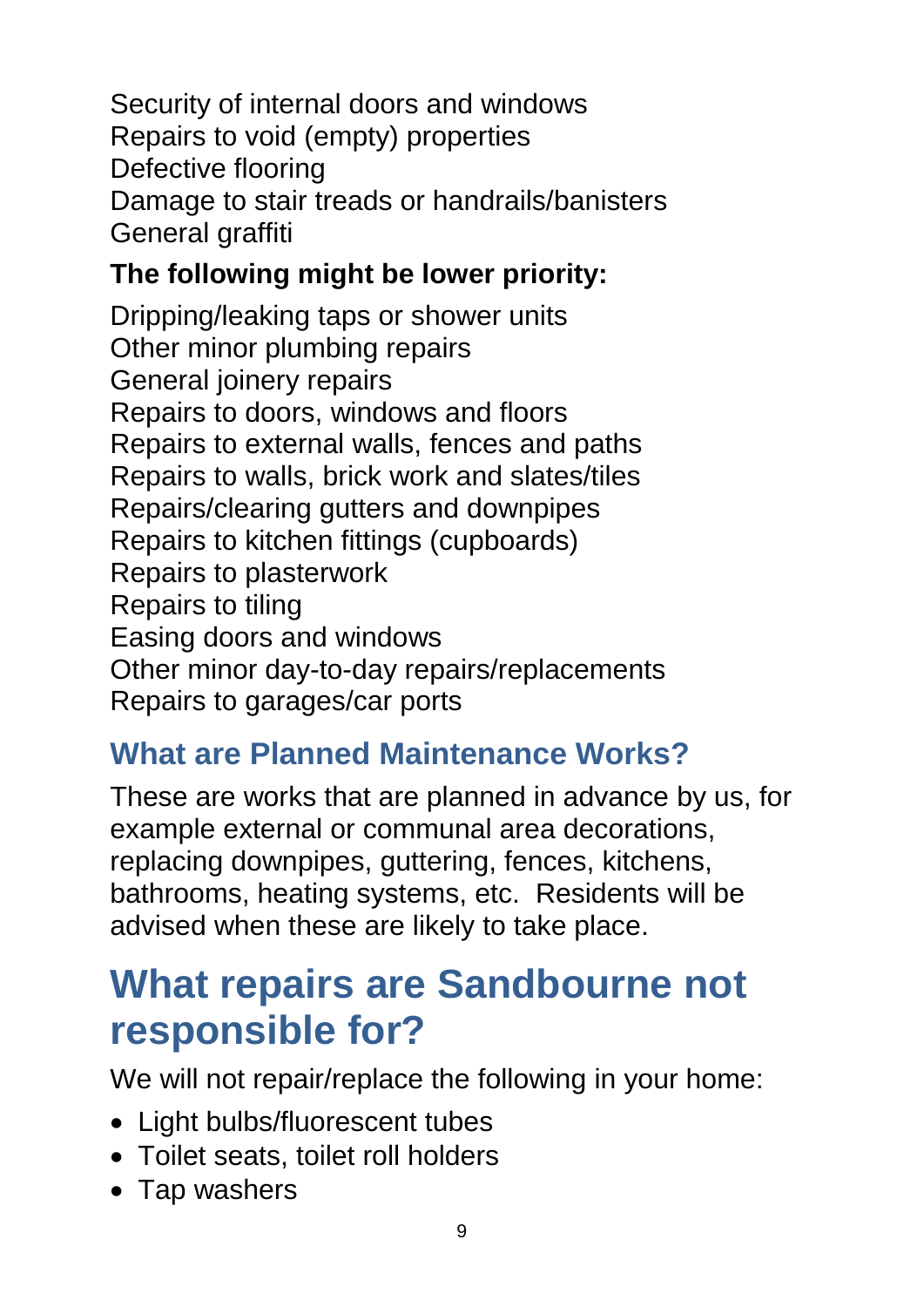Security of internal doors and windows
Repairs to void (empty) properties
Defective flooring
Damage to stair treads or handrails/banisters
General graffiti

**The following might be lower priority:**

Dripping/leaking taps or shower units
Other minor plumbing repairs
General joinery repairs
Repairs to doors, windows and floors
Repairs to external walls, fences and paths
Repairs to walls, brick work and slates/tiles
Repairs/clearing gutters and downpipes
Repairs to kitchen fittings (cupboards)
Repairs to plasterwork
Repairs to tiling
Easing doors and windows
Other minor day-to-day repairs/replacements
Repairs to garages/car ports

### What are Planned Maintenance Works?

These are works that are planned in advance by us, for example external or communal area decorations, replacing downpipes, guttering, fences, kitchens, bathrooms, heating systems, etc. Residents will be advised when these are likely to take place.

## What repairs are Sandbourne not responsible for?

We will not repair/replace the following in your home:

- Light bulbs/fluorescent tubes
- Toilet seats, toilet roll holders
- Tap washers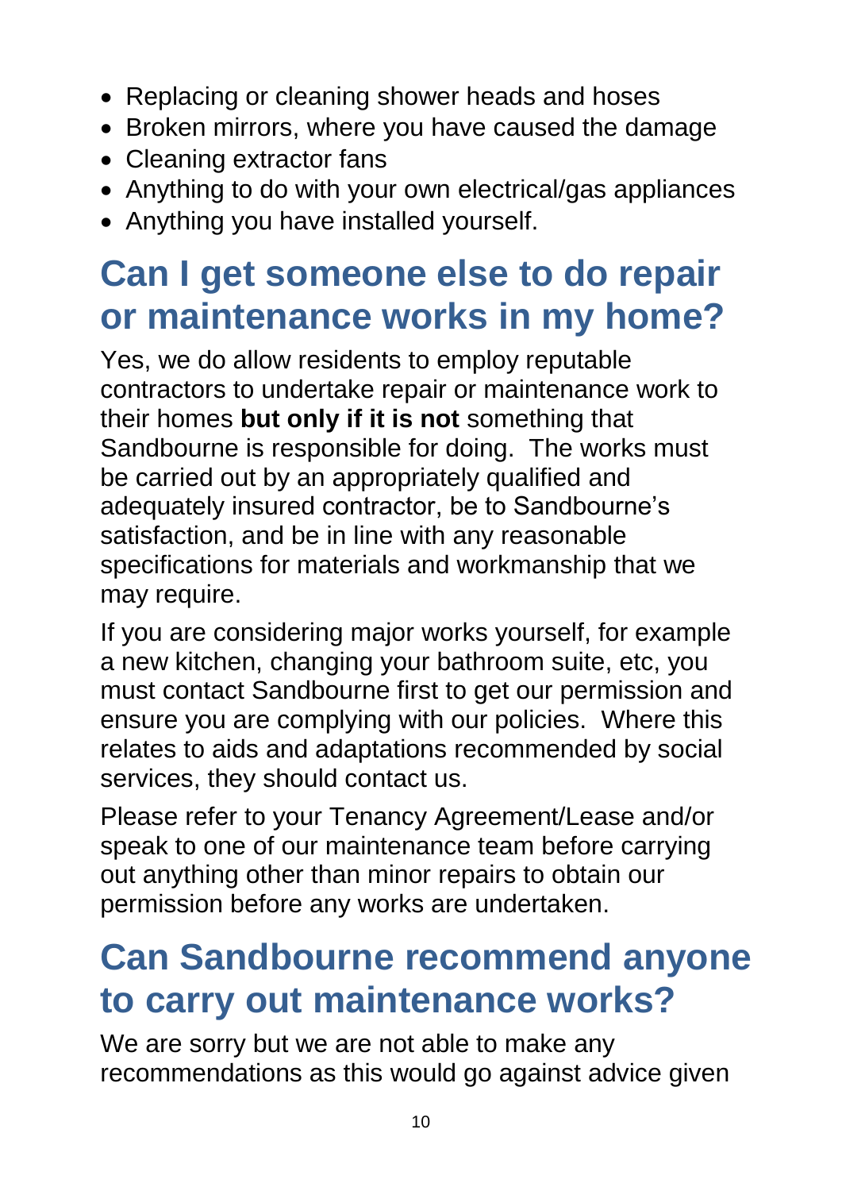- Replacing or cleaning shower heads and hoses
- Broken mirrors, where you have caused the damage
- Cleaning extractor fans
- Anything to do with your own electrical/gas appliances
- Anything you have installed yourself.

## Can I get someone else to do repair or maintenance works in my home?

Yes, we do allow residents to employ reputable contractors to undertake repair or maintenance work to their homes **but only if it is not** something that Sandbourne is responsible for doing. The works must be carried out by an appropriately qualified and adequately insured contractor, be to Sandbourne's satisfaction, and be in line with any reasonable specifications for materials and workmanship that we may require.

If you are considering major works yourself, for example a new kitchen, changing your bathroom suite, etc, you must contact Sandbourne first to get our permission and ensure you are complying with our policies. Where this relates to aids and adaptations recommended by social services, they should contact us.

Please refer to your Tenancy Agreement/Lease and/or speak to one of our maintenance team before carrying out anything other than minor repairs to obtain our permission before any works are undertaken.

## Can Sandbourne recommend anyone to carry out maintenance works?

We are sorry but we are not able to make any recommendations as this would go against advice given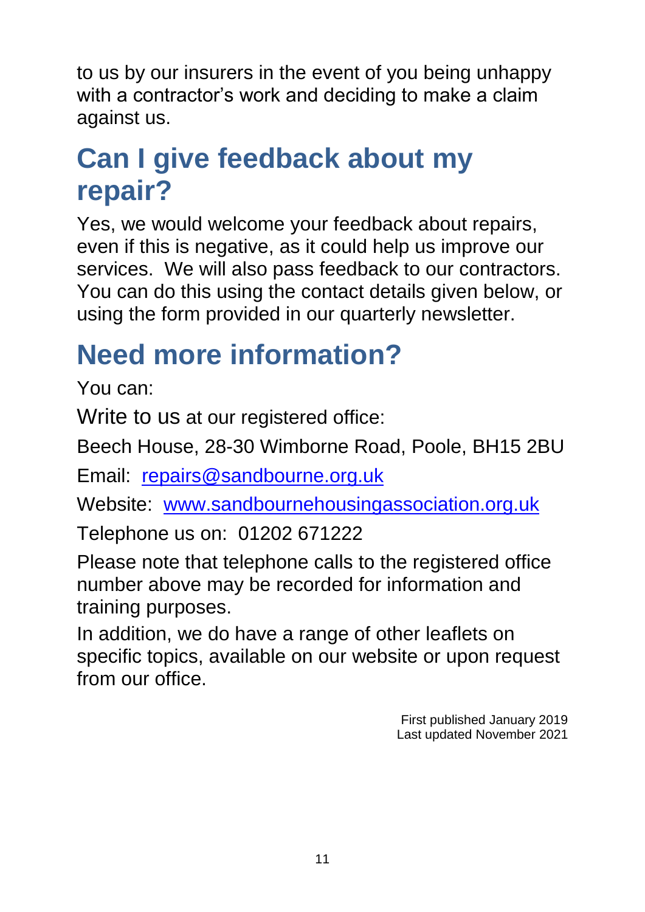to us by our insurers in the event of you being unhappy with a contractor's work and deciding to make a claim against us.

## Can I give feedback about my repair?

Yes, we would welcome your feedback about repairs, even if this is negative, as it could help us improve our services. We will also pass feedback to our contractors. You can do this using the contact details given below, or using the form provided in our quarterly newsletter.

## Need more information?

You can:

Write to us at our registered office:

Beech House, 28-30 Wimborne Road, Poole, BH15 2BU

Email: [repairs@sandbourne.org.uk](mailto:repairs@sandbourne.org.uk)

Website: [www.sandbournehousingassociation.org.uk](http://www.sandbournehousingassociation.org.uk)

Telephone us on: 01202 671222

Please note that telephone calls to the registered office number above may be recorded for information and training purposes.

In addition, we do have a range of other leaflets on specific topics, available on our website or upon request from our office.

First published January 2019
Last updated November 2021